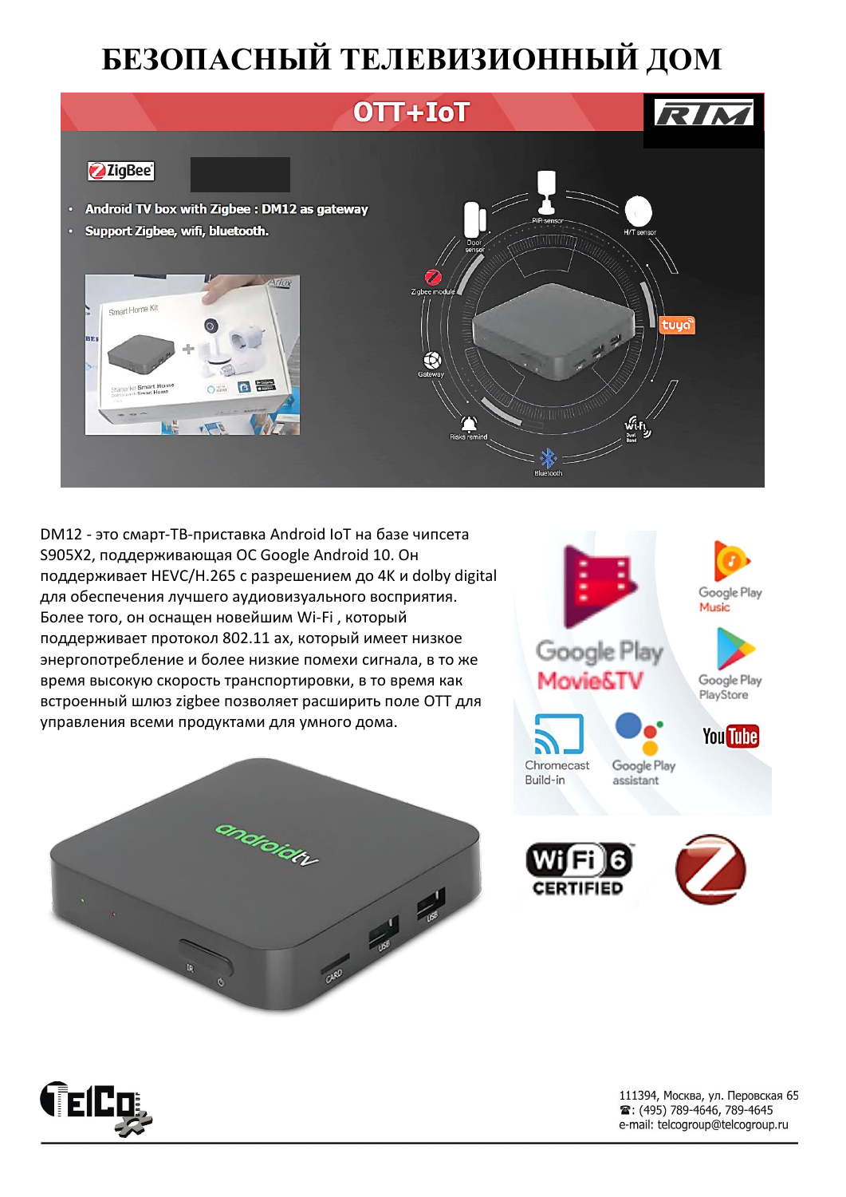# БЕЗОПАСНЫЙ ТЕЛЕВИЗИОННЫЙ ДОМ

## OTT+IoT

ZigBee

- Android TV box with Zigbee : DM12 as gateway
- Support Zigbee, wifi, bluetooth.

DM12 - это смарт-ТВ-приставка Android IoT на базе чипсета S905X2, поддерживающая ОС Google Android 10. Он поддерживает HEVC/H.265 с разрешением до 4K и dolby digital для обеспечения лучшего аудиовизуального восприятия. Более того, он оснащен новейшим Wi-Fi , который поддерживает протокол 802.11 ax, который имеет низкое энергопотребление и более низкие помехи сигнала, в то же время высокую скорость транспортировки, в то время как встроенный шлюз zigbee позволяет расширить поле OTT для управления всеми продуктами для умного дома.

111394, Москва, ул. Перовская 65
☎: (495) 789-4646, 789-4645
e-mail: telcogroup@telcogroup.ru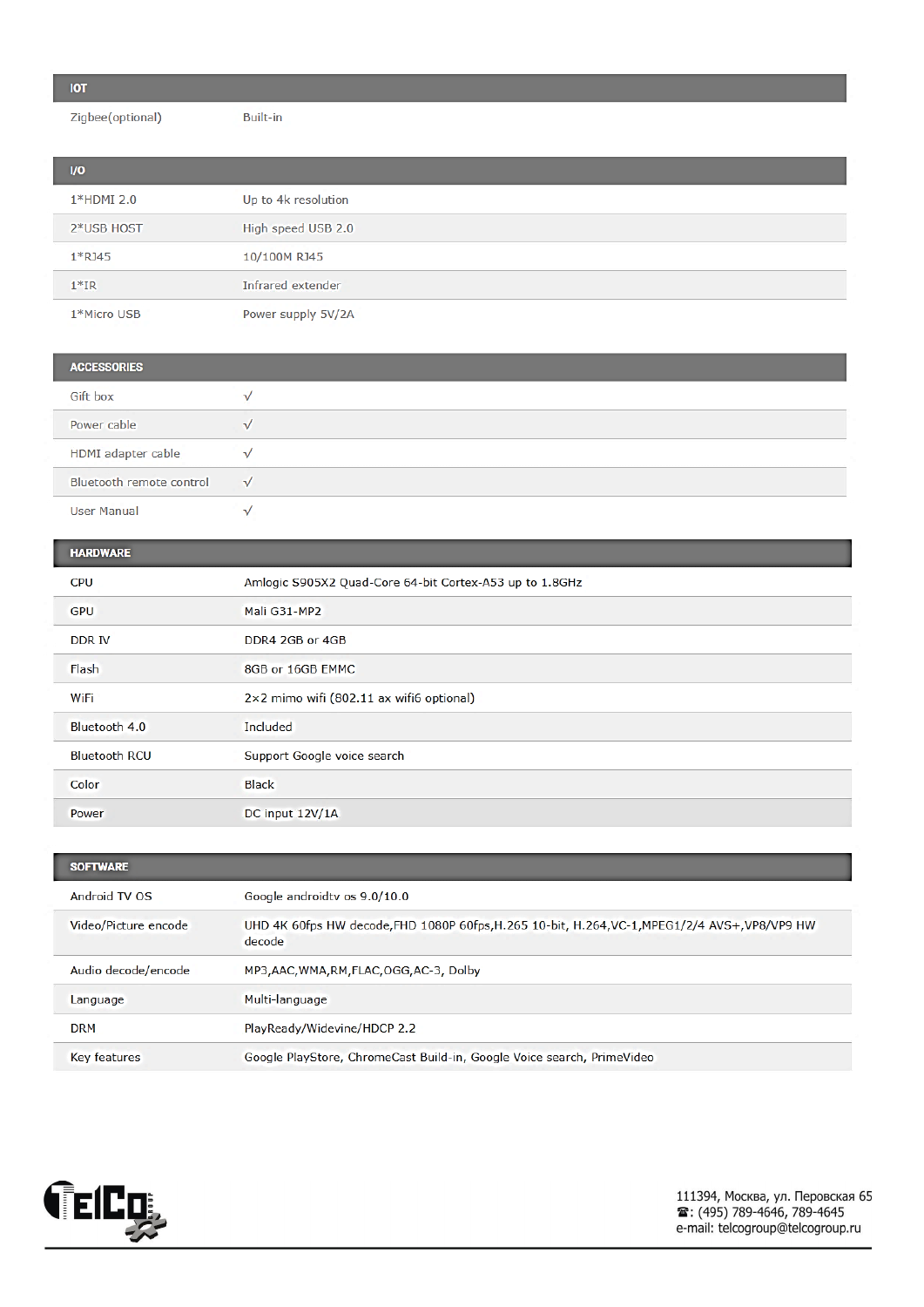| IOT | |
|---|---|
| Zigbee(optional) | Built-in |

| I/O | |
|---|---|
| 1*HDMI 2.0 | Up to 4k resolution |
| 2*USB HOST | High speed USB 2.0 |
| 1*RJ45 | 10/100M RJ45 |
| 1*IR | Infrared extender |
| 1*Micro USB | Power supply 5V/2A |

| ACCESSORIES | |
|---|---|
| Gift box | √ |
| Power cable | √ |
| HDMI adapter cable | √ |
| Bluetooth remote control | √ |
| User Manual | √ |

| HARDWARE | |
|---|---|
| CPU | Amlogic S905X2 Quad-Core 64-bit Cortex-A53 up to 1.8GHz |
| GPU | Mali G31-MP2 |
| DDR IV | DDR4 2GB or 4GB |
| Flash | 8GB or 16GB EMMC |
| WiFi | 2×2 mimo wifi (802.11 ax wifi6 optional) |
| Bluetooth 4.0 | Included |
| Bluetooth RCU | Support Google voice search |
| Color | Black |
| Power | DC input 12V/1A |

| SOFTWARE | |
|---|---|
| Android TV OS | Google androidtv os 9.0/10.0 |
| Video/Picture encode | UHD 4K 60fps HW decode,FHD 1080P 60fps,H.265 10-bit, H.264,VC-1,MPEG1/2/4 AVS+,VP8/VP9 HW decode |
| Audio decode/encode | MP3,AAC,WMA,RM,FLAC,OGG,AC-3, Dolby |
| Language | Multi-language |
| DRM | PlayReady/Widevine/HDCP 2.2 |
| Key features | Google PlayStore, ChromeCast Build-in, Google Voice search, PrimeVideo |

111394, Москва, ул. Перовская 65
☎: (495) 789-4646, 789-4645
e-mail: telcogroup@telcogroup.ru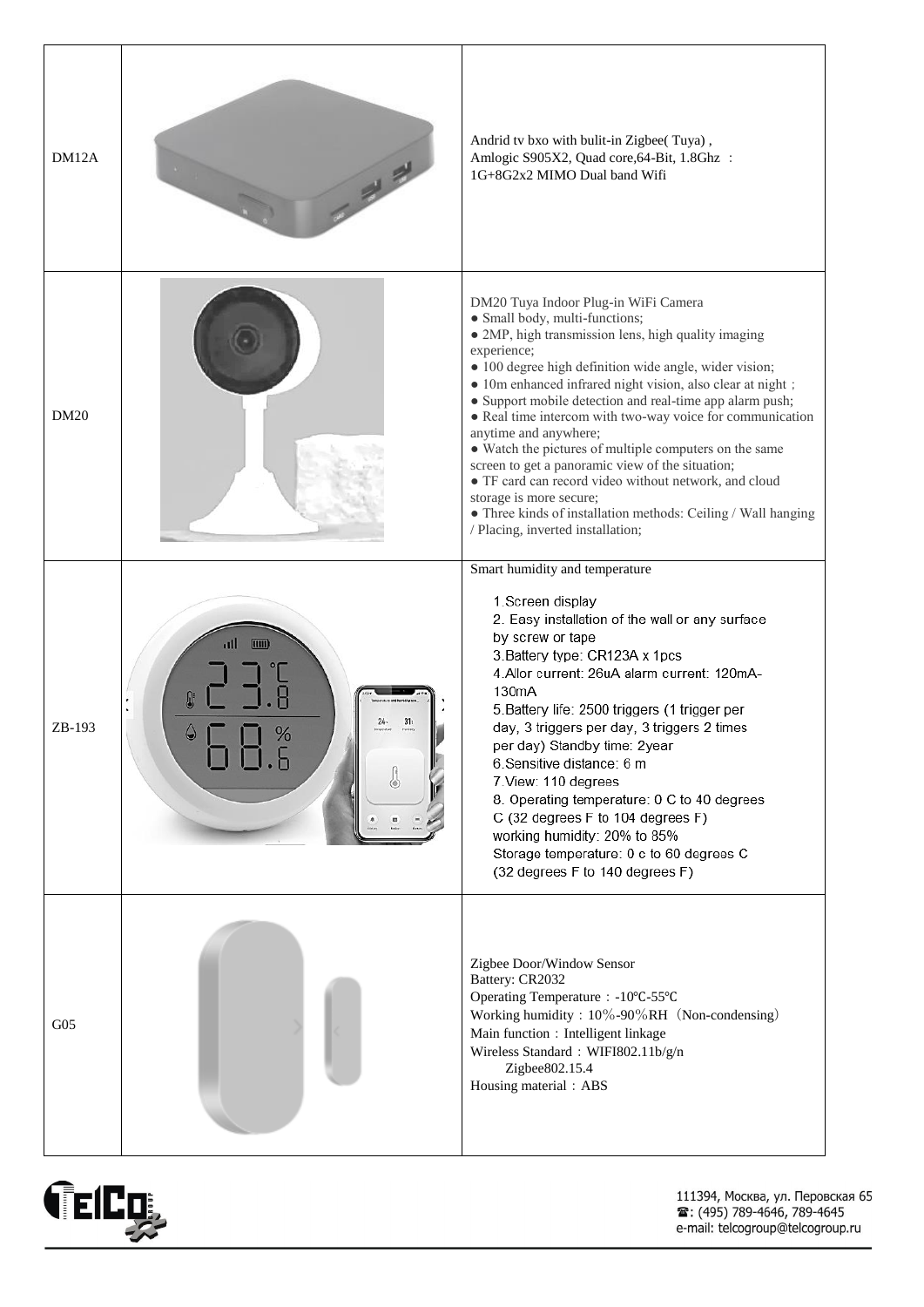| | | |
|---|---|---|
| DM12A | | Andrid tv bxo with bulit-in Zigbee( Tuya) ,<br>Amlogic S905X2, Quad core,64-Bit, 1.8Ghz ：<br>1G+8G2x2 MIMO Dual band Wifi |
| DM20 | | DM20 Tuya Indoor Plug-in WiFi Camera<br>● Small body, multi-functions;<br>● 2MP, high transmission lens, high quality imaging experience;<br>● 100 degree high definition wide angle, wider vision;<br>● 10m enhanced infrared night vision, also clear at night；<br>● Support mobile detection and real-time app alarm push;<br>● Real time intercom with two-way voice for communication anytime and anywhere;<br>● Watch the pictures of multiple computers on the same screen to get a panoramic view of the situation;<br>● TF card can record video without network, and cloud storage is more secure;<br>● Three kinds of installation methods: Ceiling / Wall hanging / Placing, inverted installation; |
| ZB-193 | | Smart humidity and temperature<br>1.Screen display<br>2. Easy installation of the wall or any surface by screw or tape<br>3.Battery type: CR123A x 1pcs<br>4.Allor current: 26uA alarm current: 120mA-130mA<br>5.Battery life: 2500 triggers (1 trigger per day, 3 triggers per day, 3 triggers 2 times per day) Standby time: 2year<br>6.Sensitive distance: 6 m<br>7.View: 110 degrees<br>8. Operating temperature: 0 C to 40 degrees C (32 degrees F to 104 degrees F)<br>working humidity: 20% to 85%<br>Storage temperature: 0 c to 60 degrees C (32 degrees F to 140 degrees F) |
| G05 | | Zigbee Door/Window Sensor<br>Battery: CR2032<br>Operating Temperature：-10℃-55℃<br>Working humidity：10％-90％RH（Non-condensing）<br>Main function：Intelligent linkage<br>Wireless Standard：WIFI802.11b/g/n<br>Zigbee802.15.4<br>Housing material：ABS |

111394, Москва, ул. Перовская 65
☎: (495) 789-4646, 789-4645
e-mail: telcogroup@telcogroup.ru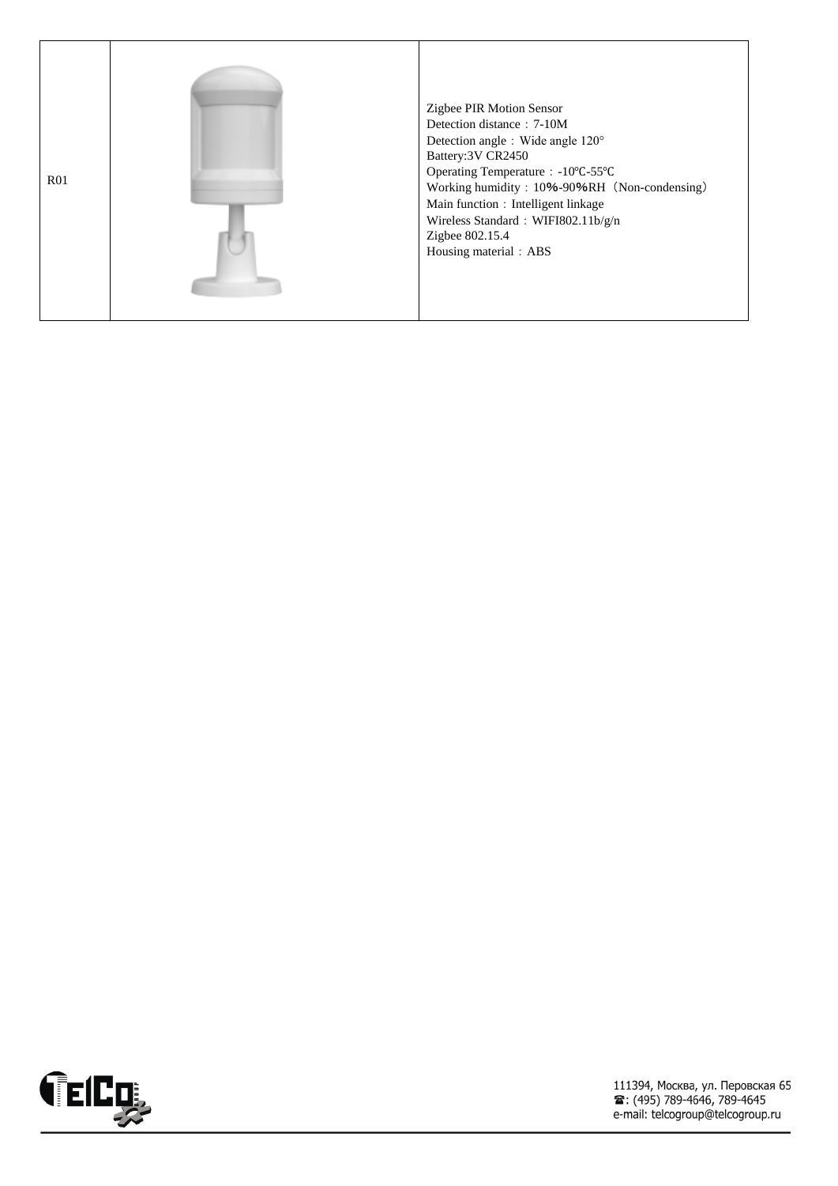| | | |
|---|---|---|
| R01 | | Zigbee PIR Motion Sensor<br>Detection distance：7-10M<br>Detection angle：Wide angle 120°<br>Battery:3V CR2450<br>Operating Temperature：-10℃-55℃<br>Working humidity：10%-90%RH（Non-condensing）<br>Main function：Intelligent linkage<br>Wireless Standard：WIFI802.11b/g/n<br>Zigbee 802.15.4<br>Housing material：ABS |

111394, Москва, ул. Перовская 65
☎: (495) 789-4646, 789-4645
e-mail: telcogroup@telcogroup.ru